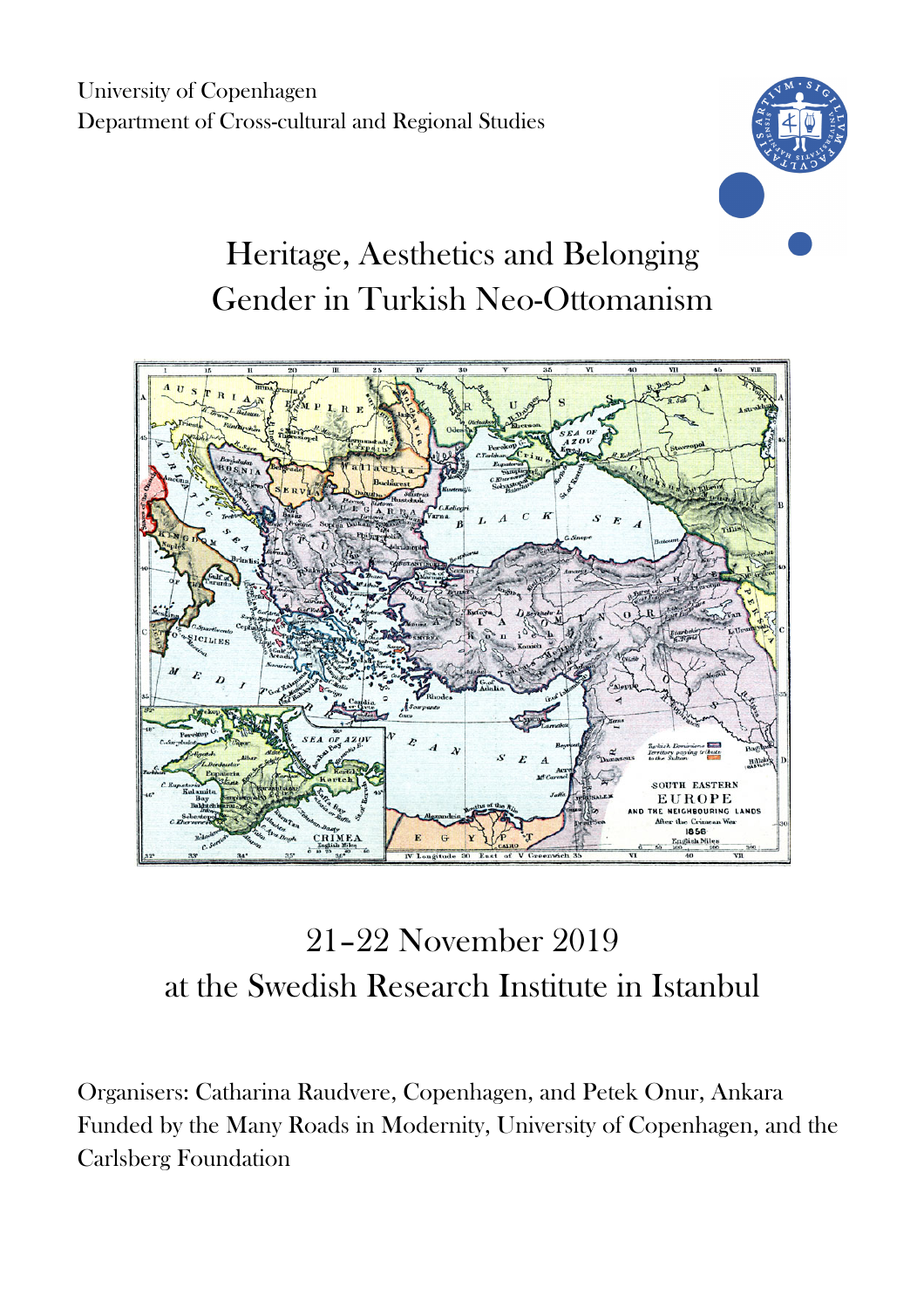University of Copenhagen
Department of Cross-cultural and Regional Studies

# Heritage, Aesthetics and Belonging
# Gender in Turkish Neo-Ottomanism

## 21–22 November 2019
## at the Swedish Research Institute in Istanbul

Organisers: Catharina Raudvere, Copenhagen, and Petek Onur, Ankara
Funded by the Many Roads in Modernity, University of Copenhagen, and the Carlsberg Foundation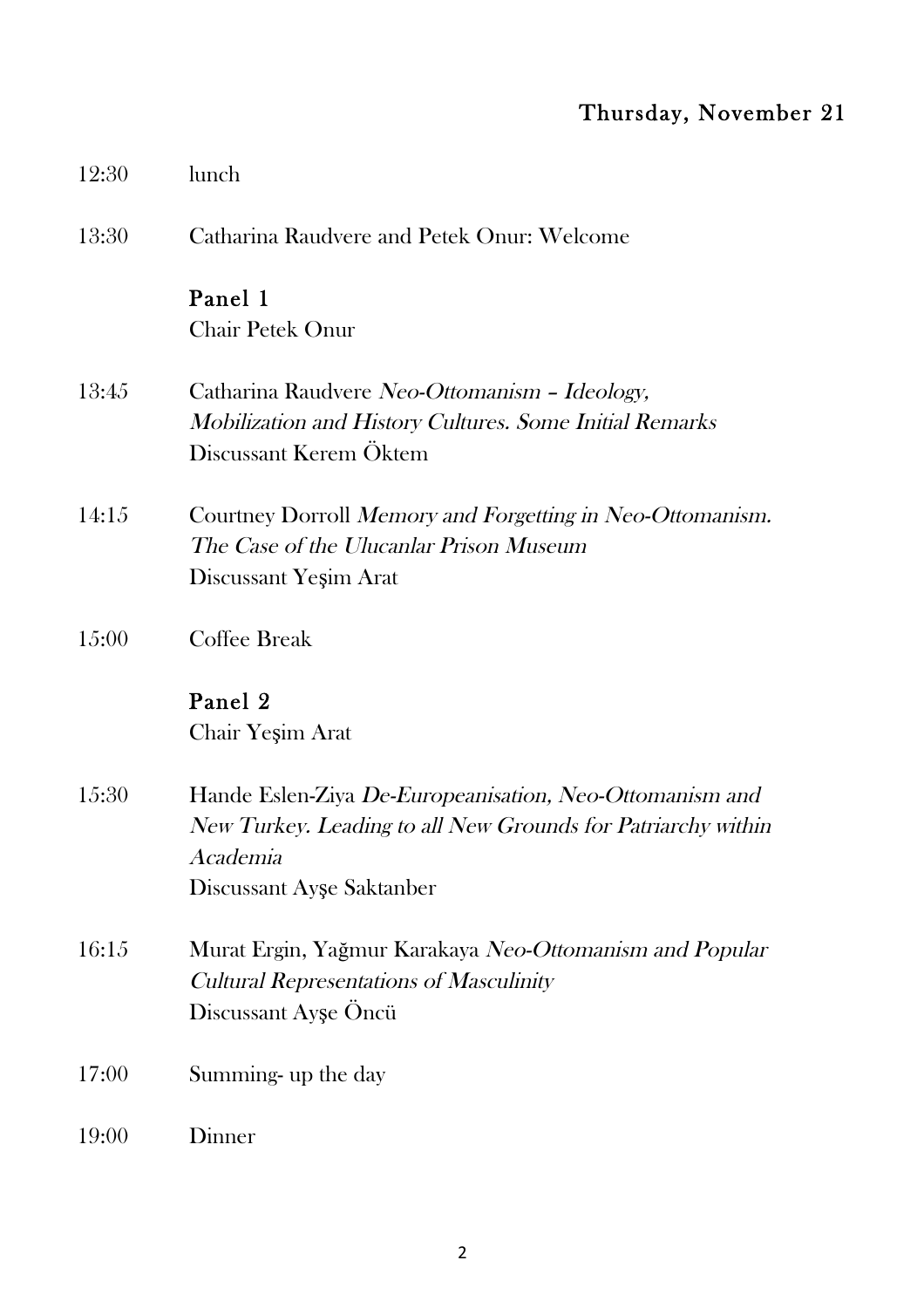## Thursday, November 21

12:30 lunch

13:30 Catharina Raudvere and Petek Onur: Welcome

### Panel 1

Chair Petek Onur

13:45 Catharina Raudvere *Neo-Ottomanism – Ideology, Mobilization and History Cultures. Some Initial Remarks*
Discussant Kerem Öktem

14:15 Courtney Dorroll *Memory and Forgetting in Neo-Ottomanism. The Case of the Ulucanlar Prison Museum*
Discussant Yeşim Arat

15:00 Coffee Break

### Panel 2

Chair Yeşim Arat

15:30 Hande Eslen-Ziya *De-Europeanisation, Neo-Ottomanism and New Turkey. Leading to all New Grounds for Patriarchy within Academia*
Discussant Ayşe Saktanber

16:15 Murat Ergin, Yağmur Karakaya *Neo-Ottomanism and Popular Cultural Representations of Masculinity*
Discussant Ayşe Öncü

17:00 Summing- up the day

19:00 Dinner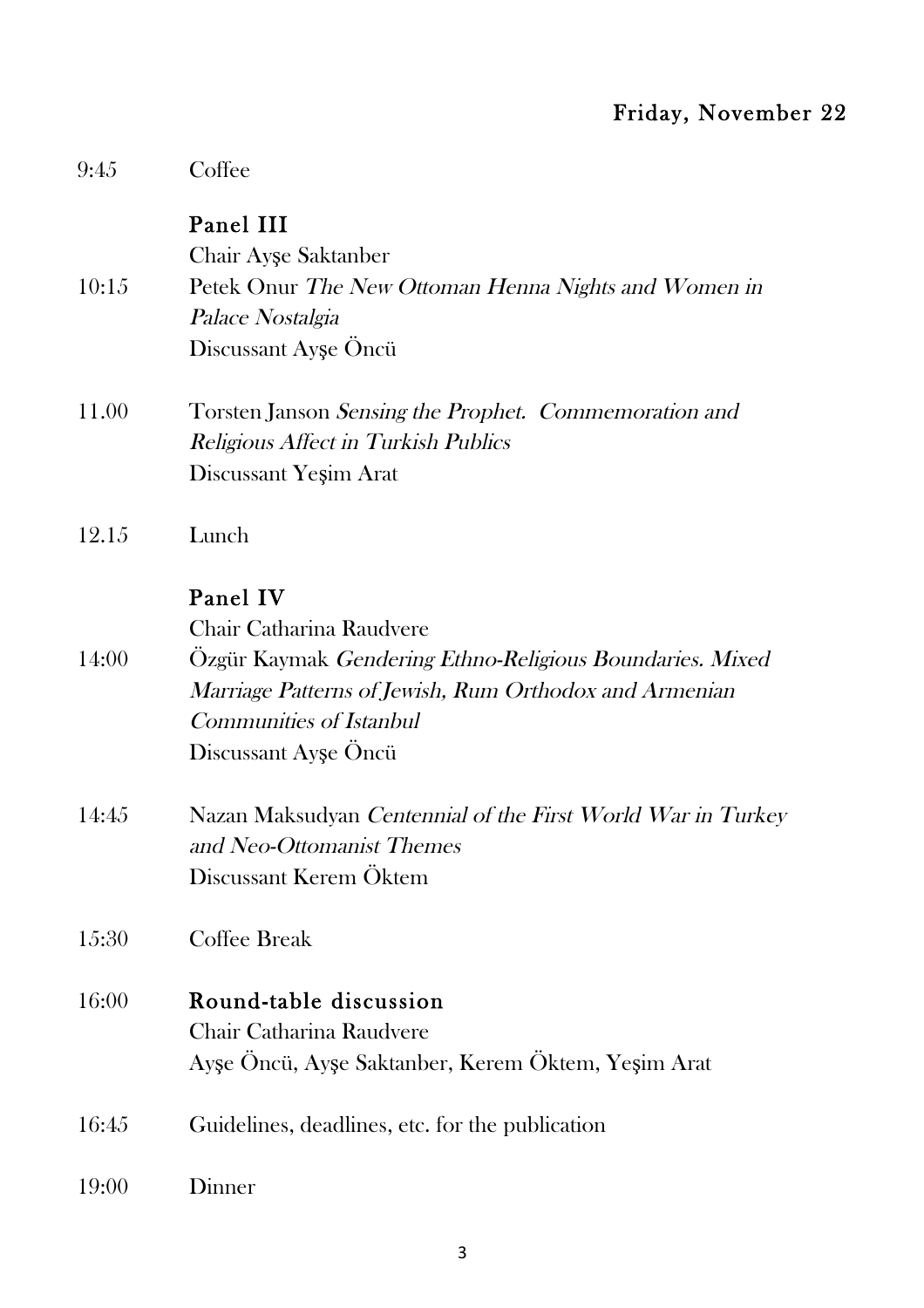## Friday, November 22

9:45 Coffee

### Panel III

Chair Ayşe Saktanber

10:15 Petek Onur *The New Ottoman Henna Nights and Women in Palace Nostalgia*
Discussant Ayşe Öncü

11.00 Torsten Janson *Sensing the Prophet. Commemoration and Religious Affect in Turkish Publics*
Discussant Yeşim Arat

12.15 Lunch

### Panel IV

Chair Catharina Raudvere

14:00 Özgür Kaymak *Gendering Ethno-Religious Boundaries. Mixed Marriage Patterns of Jewish, Rum Orthodox and Armenian Communities of Istanbul*
Discussant Ayşe Öncü

14:45 Nazan Maksudyan *Centennial of the First World War in Turkey and Neo-Ottomanist Themes*
Discussant Kerem Öktem

15:30 Coffee Break

16:00 **Round-table discussion**
Chair Catharina Raudvere
Ayşe Öncü, Ayşe Saktanber, Kerem Öktem, Yeşim Arat

16:45 Guidelines, deadlines, etc. for the publication

19:00 Dinner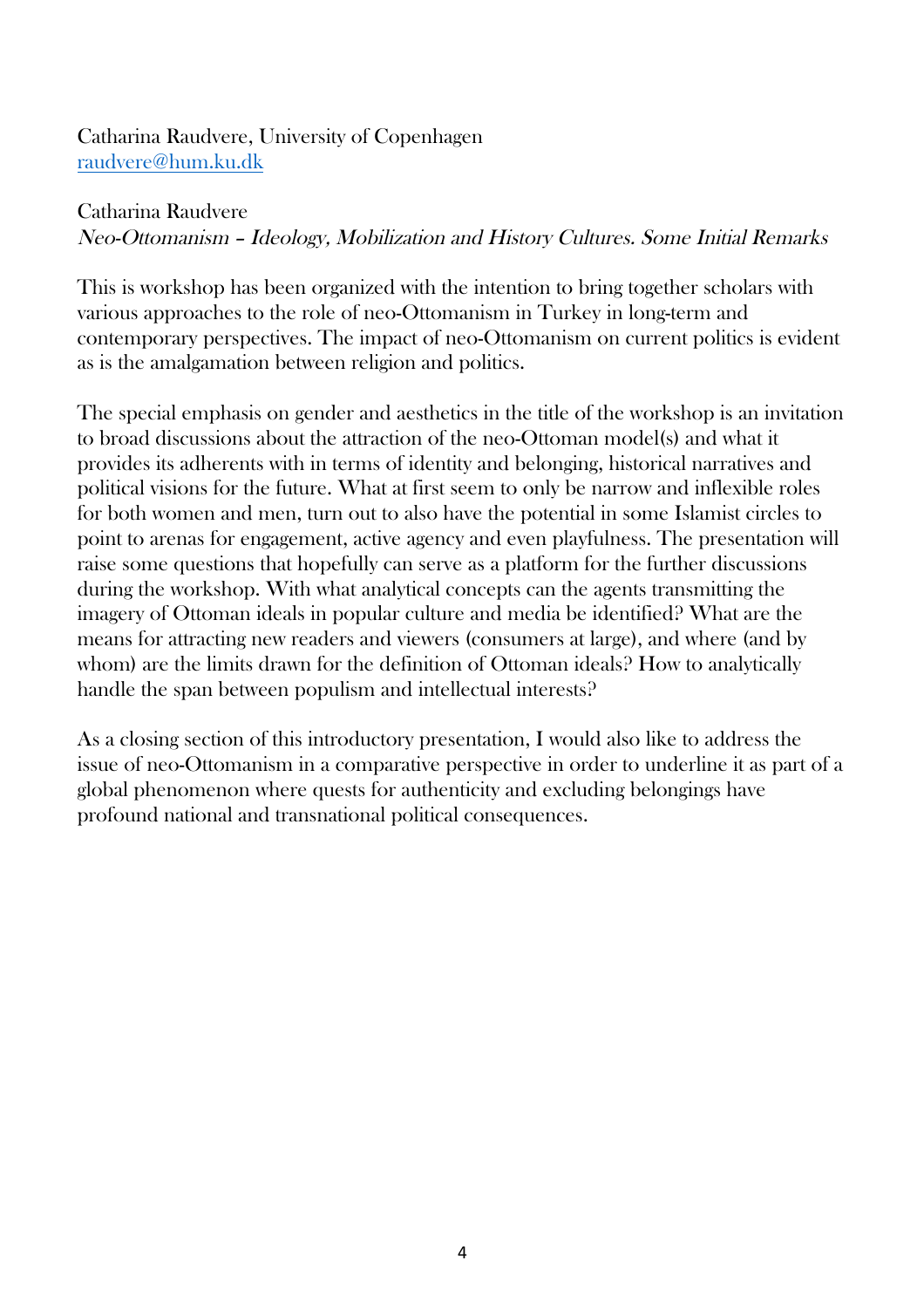Catharina Raudvere, University of Copenhagen
raudvere@hum.ku.dk

Catharina Raudvere
*Neo-Ottomanism – Ideology, Mobilization and History Cultures. Some Initial Remarks*

This is workshop has been organized with the intention to bring together scholars with various approaches to the role of neo-Ottomanism in Turkey in long-term and contemporary perspectives. The impact of neo-Ottomanism on current politics is evident as is the amalgamation between religion and politics.

The special emphasis on gender and aesthetics in the title of the workshop is an invitation to broad discussions about the attraction of the neo-Ottoman model(s) and what it provides its adherents with in terms of identity and belonging, historical narratives and political visions for the future. What at first seem to only be narrow and inflexible roles for both women and men, turn out to also have the potential in some Islamist circles to point to arenas for engagement, active agency and even playfulness. The presentation will raise some questions that hopefully can serve as a platform for the further discussions during the workshop. With what analytical concepts can the agents transmitting the imagery of Ottoman ideals in popular culture and media be identified? What are the means for attracting new readers and viewers (consumers at large), and where (and by whom) are the limits drawn for the definition of Ottoman ideals? How to analytically handle the span between populism and intellectual interests?

As a closing section of this introductory presentation, I would also like to address the issue of neo-Ottomanism in a comparative perspective in order to underline it as part of a global phenomenon where quests for authenticity and excluding belongings have profound national and transnational political consequences.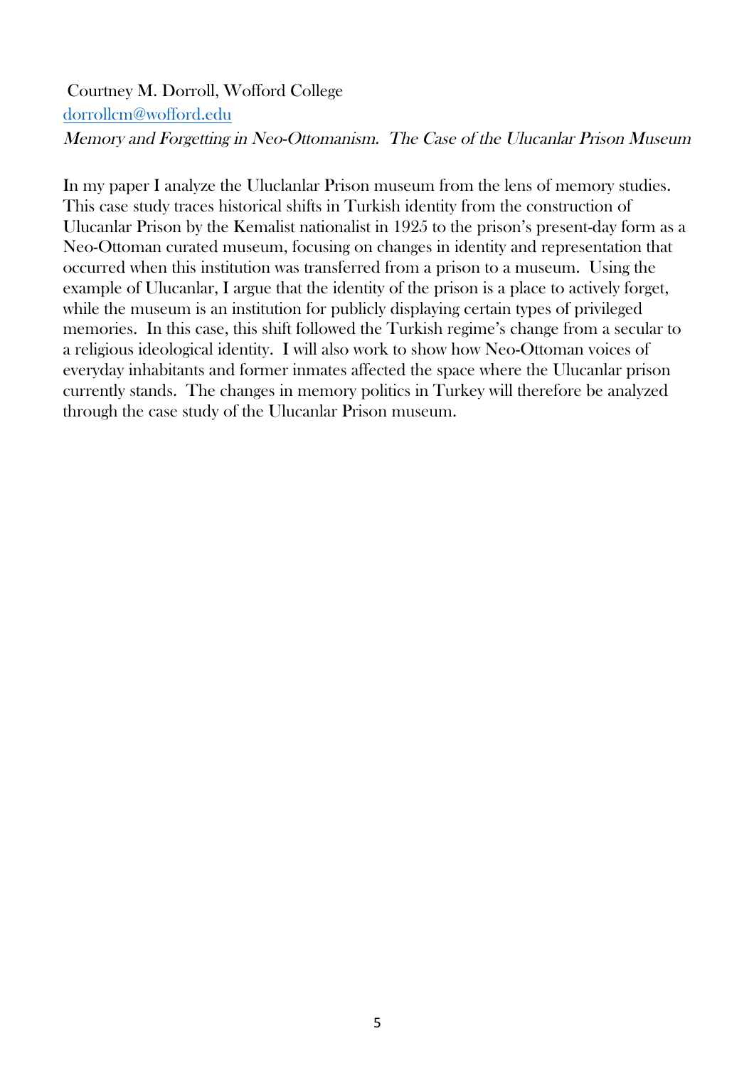Courtney M. Dorroll, Wofford College

dorrollcm@wofford.edu

*Memory and Forgetting in Neo-Ottomanism. The Case of the Ulucanlar Prison Museum*

In my paper I analyze the Uluclanlar Prison museum from the lens of memory studies. This case study traces historical shifts in Turkish identity from the construction of Ulucanlar Prison by the Kemalist nationalist in 1925 to the prison's present-day form as a Neo-Ottoman curated museum, focusing on changes in identity and representation that occurred when this institution was transferred from a prison to a museum. Using the example of Ulucanlar, I argue that the identity of the prison is a place to actively forget, while the museum is an institution for publicly displaying certain types of privileged memories. In this case, this shift followed the Turkish regime's change from a secular to a religious ideological identity. I will also work to show how Neo-Ottoman voices of everyday inhabitants and former inmates affected the space where the Ulucanlar prison currently stands. The changes in memory politics in Turkey will therefore be analyzed through the case study of the Ulucanlar Prison museum.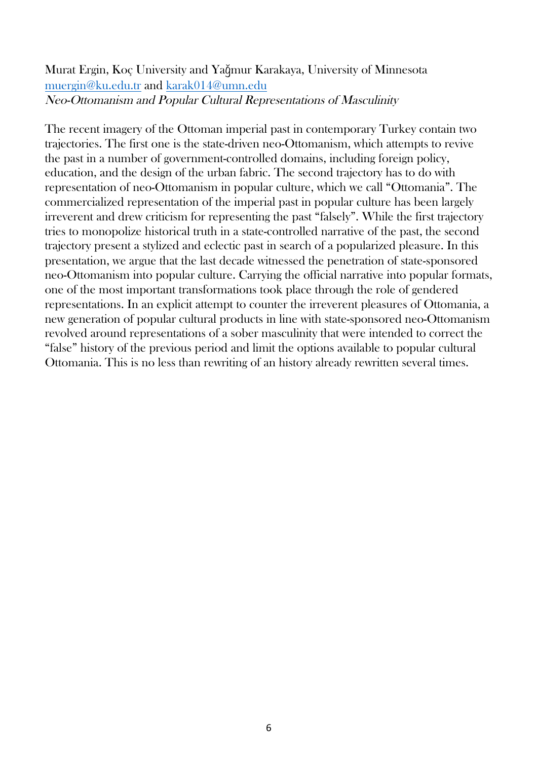Murat Ergin, Koç University and Yağmur Karakaya, University of Minnesota
muergin@ku.edu.tr and karak014@umn.edu
*Neo-Ottomanism and Popular Cultural Representations of Masculinity*

The recent imagery of the Ottoman imperial past in contemporary Turkey contain two trajectories. The first one is the state-driven neo-Ottomanism, which attempts to revive the past in a number of government-controlled domains, including foreign policy, education, and the design of the urban fabric. The second trajectory has to do with representation of neo-Ottomanism in popular culture, which we call "Ottomania". The commercialized representation of the imperial past in popular culture has been largely irreverent and drew criticism for representing the past "falsely". While the first trajectory tries to monopolize historical truth in a state-controlled narrative of the past, the second trajectory present a stylized and eclectic past in search of a popularized pleasure. In this presentation, we argue that the last decade witnessed the penetration of state-sponsored neo-Ottomanism into popular culture. Carrying the official narrative into popular formats, one of the most important transformations took place through the role of gendered representations. In an explicit attempt to counter the irreverent pleasures of Ottomania, a new generation of popular cultural products in line with state-sponsored neo-Ottomanism revolved around representations of a sober masculinity that were intended to correct the "false" history of the previous period and limit the options available to popular cultural Ottomania. This is no less than rewriting of an history already rewritten several times.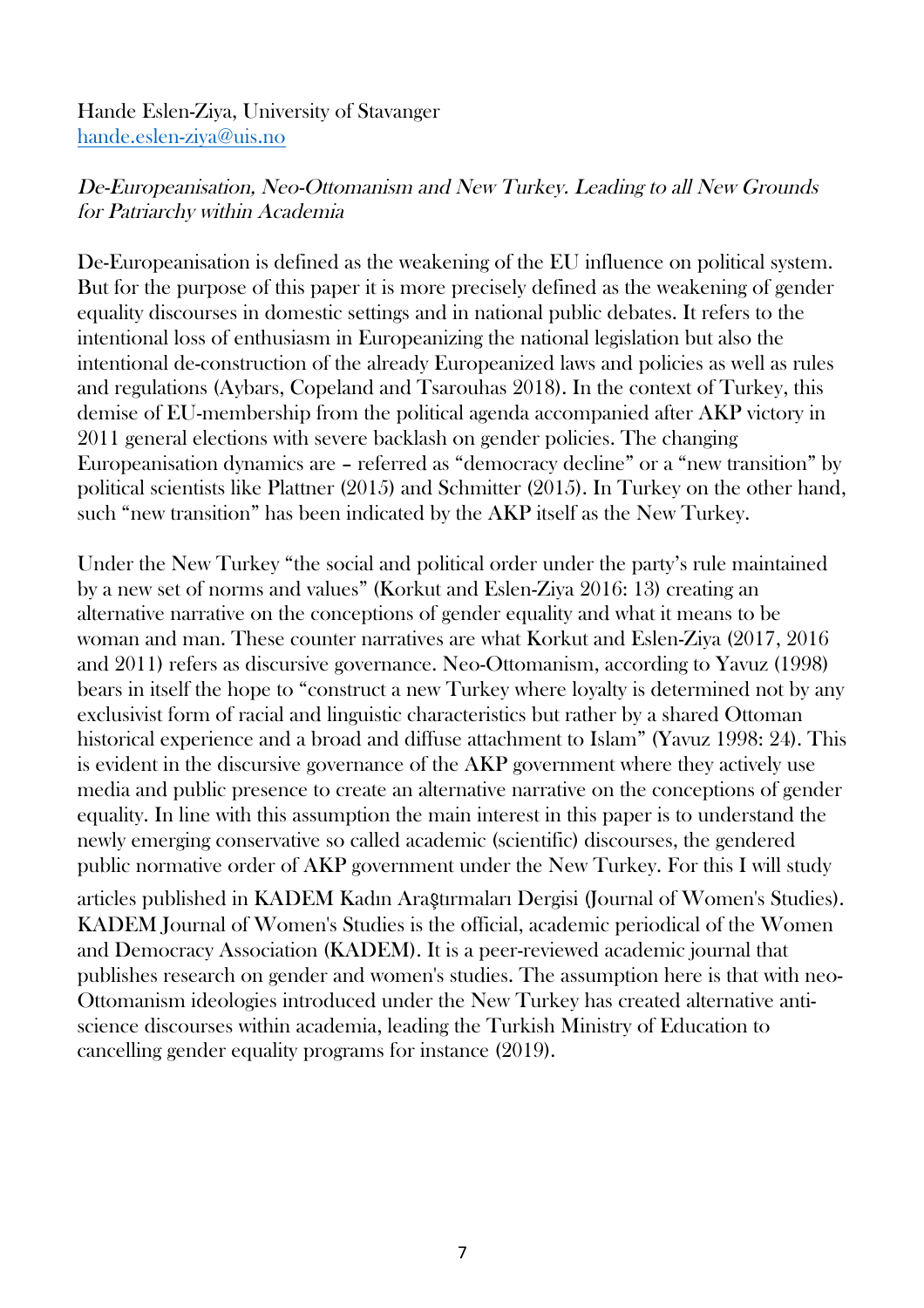Hande Eslen-Ziya, University of Stavanger
hande.eslen-ziya@uis.no

*De-Europeanisation, Neo-Ottomanism and New Turkey. Leading to all New Grounds for Patriarchy within Academia*

De-Europeanisation is defined as the weakening of the EU influence on political system. But for the purpose of this paper it is more precisely defined as the weakening of gender equality discourses in domestic settings and in national public debates. It refers to the intentional loss of enthusiasm in Europeanizing the national legislation but also the intentional de-construction of the already Europeanized laws and policies as well as rules and regulations (Aybars, Copeland and Tsarouhas 2018). In the context of Turkey, this demise of EU-membership from the political agenda accompanied after AKP victory in 2011 general elections with severe backlash on gender policies. The changing Europeanisation dynamics are – referred as "democracy decline" or a "new transition" by political scientists like Plattner (2015) and Schmitter (2015). In Turkey on the other hand, such "new transition" has been indicated by the AKP itself as the New Turkey.

Under the New Turkey "the social and political order under the party's rule maintained by a new set of norms and values" (Korkut and Eslen-Ziya 2016: 13) creating an alternative narrative on the conceptions of gender equality and what it means to be woman and man. These counter narratives are what Korkut and Eslen-Ziya (2017, 2016 and 2011) refers as discursive governance. Neo-Ottomanism, according to Yavuz (1998) bears in itself the hope to "construct a new Turkey where loyalty is determined not by any exclusivist form of racial and linguistic characteristics but rather by a shared Ottoman historical experience and a broad and diffuse attachment to Islam" (Yavuz 1998: 24). This is evident in the discursive governance of the AKP government where they actively use media and public presence to create an alternative narrative on the conceptions of gender equality. In line with this assumption the main interest in this paper is to understand the newly emerging conservative so called academic (scientific) discourses, the gendered public normative order of AKP government under the New Turkey. For this I will study articles published in KADEM Kadın Araştırmaları Dergisi (Journal of Women's Studies). KADEM Journal of Women's Studies is the official, academic periodical of the Women and Democracy Association (KADEM). It is a peer-reviewed academic journal that publishes research on gender and women's studies. The assumption here is that with neo-Ottomanism ideologies introduced under the New Turkey has created alternative anti-science discourses within academia, leading the Turkish Ministry of Education to cancelling gender equality programs for instance (2019).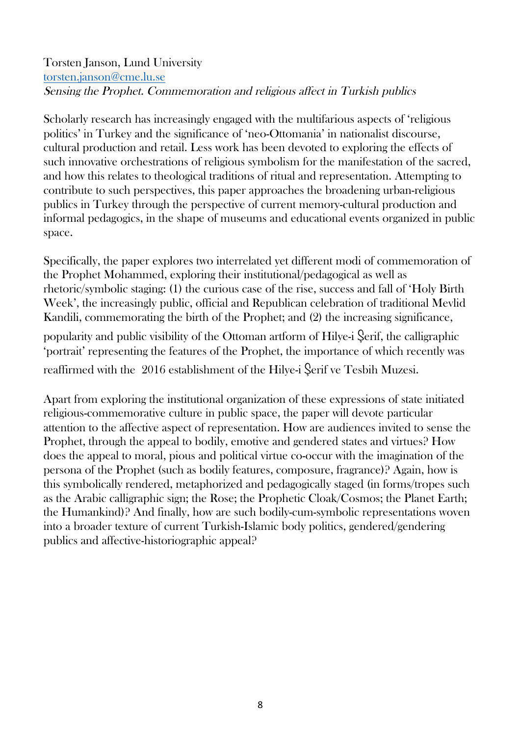Torsten Janson, Lund University
torsten.janson@cme.lu.se
*Sensing the Prophet. Commemoration and religious affect in Turkish publics*

Scholarly research has increasingly engaged with the multifarious aspects of 'religious politics' in Turkey and the significance of 'neo-Ottomania' in nationalist discourse, cultural production and retail. Less work has been devoted to exploring the effects of such innovative orchestrations of religious symbolism for the manifestation of the sacred, and how this relates to theological traditions of ritual and representation. Attempting to contribute to such perspectives, this paper approaches the broadening urban-religious publics in Turkey through the perspective of current memory-cultural production and informal pedagogics, in the shape of museums and educational events organized in public space.

Specifically, the paper explores two interrelated yet different modi of commemoration of the Prophet Mohammed, exploring their institutional/pedagogical as well as rhetoric/symbolic staging: (1) the curious case of the rise, success and fall of 'Holy Birth Week', the increasingly public, official and Republican celebration of traditional Mevlid Kandili, commemorating the birth of the Prophet; and (2) the increasing significance, popularity and public visibility of the Ottoman artform of Hilye-i Şerif, the calligraphic 'portrait' representing the features of the Prophet, the importance of which recently was reaffirmed with the 2016 establishment of the Hilye-i Şerif ve Tesbih Muzesi.

Apart from exploring the institutional organization of these expressions of state initiated religious-commemorative culture in public space, the paper will devote particular attention to the affective aspect of representation. How are audiences invited to sense the Prophet, through the appeal to bodily, emotive and gendered states and virtues? How does the appeal to moral, pious and political virtue co-occur with the imagination of the persona of the Prophet (such as bodily features, composure, fragrance)? Again, how is this symbolically rendered, metaphorized and pedagogically staged (in forms/tropes such as the Arabic calligraphic sign; the Rose; the Prophetic Cloak/Cosmos; the Planet Earth; the Humankind)? And finally, how are such bodily-cum-symbolic representations woven into a broader texture of current Turkish-Islamic body politics, gendered/gendering publics and affective-historiographic appeal?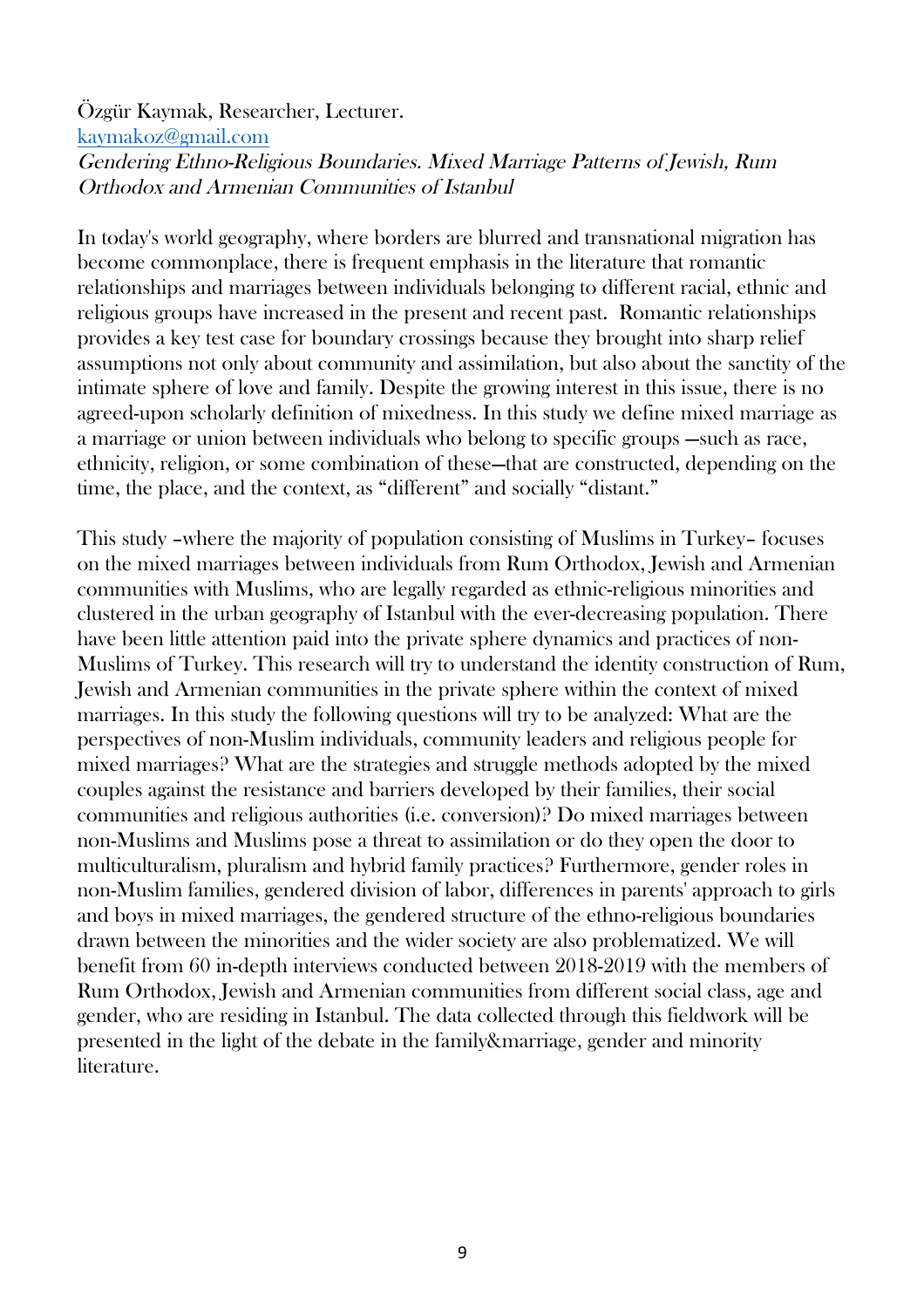Özgür Kaymak, Researcher, Lecturer.
[kaymakoz@gmail.com](mailto:kaymakoz@gmail.com)
*Gendering Ethno-Religious Boundaries. Mixed Marriage Patterns of Jewish, Rum Orthodox and Armenian Communities of Istanbul*

In today's world geography, where borders are blurred and transnational migration has become commonplace, there is frequent emphasis in the literature that romantic relationships and marriages between individuals belonging to different racial, ethnic and religious groups have increased in the present and recent past. Romantic relationships provides a key test case for boundary crossings because they brought into sharp relief assumptions not only about community and assimilation, but also about the sanctity of the intimate sphere of love and family. Despite the growing interest in this issue, there is no agreed-upon scholarly definition of mixedness. In this study we define mixed marriage as a marriage or union between individuals who belong to specific groups —such as race, ethnicity, religion, or some combination of these—that are constructed, depending on the time, the place, and the context, as "different" and socially "distant."

This study –where the majority of population consisting of Muslims in Turkey– focuses on the mixed marriages between individuals from Rum Orthodox, Jewish and Armenian communities with Muslims, who are legally regarded as ethnic-religious minorities and clustered in the urban geography of Istanbul with the ever-decreasing population. There have been little attention paid into the private sphere dynamics and practices of non-Muslims of Turkey. This research will try to understand the identity construction of Rum, Jewish and Armenian communities in the private sphere within the context of mixed marriages. In this study the following questions will try to be analyzed: What are the perspectives of non-Muslim individuals, community leaders and religious people for mixed marriages? What are the strategies and struggle methods adopted by the mixed couples against the resistance and barriers developed by their families, their social communities and religious authorities (i.e. conversion)? Do mixed marriages between non-Muslims and Muslims pose a threat to assimilation or do they open the door to multiculturalism, pluralism and hybrid family practices? Furthermore, gender roles in non-Muslim families, gendered division of labor, differences in parents' approach to girls and boys in mixed marriages, the gendered structure of the ethno-religious boundaries drawn between the minorities and the wider society are also problematized. We will benefit from 60 in-depth interviews conducted between 2018-2019 with the members of Rum Orthodox, Jewish and Armenian communities from different social class, age and gender, who are residing in Istanbul. The data collected through this fieldwork will be presented in the light of the debate in the family&marriage, gender and minority literature.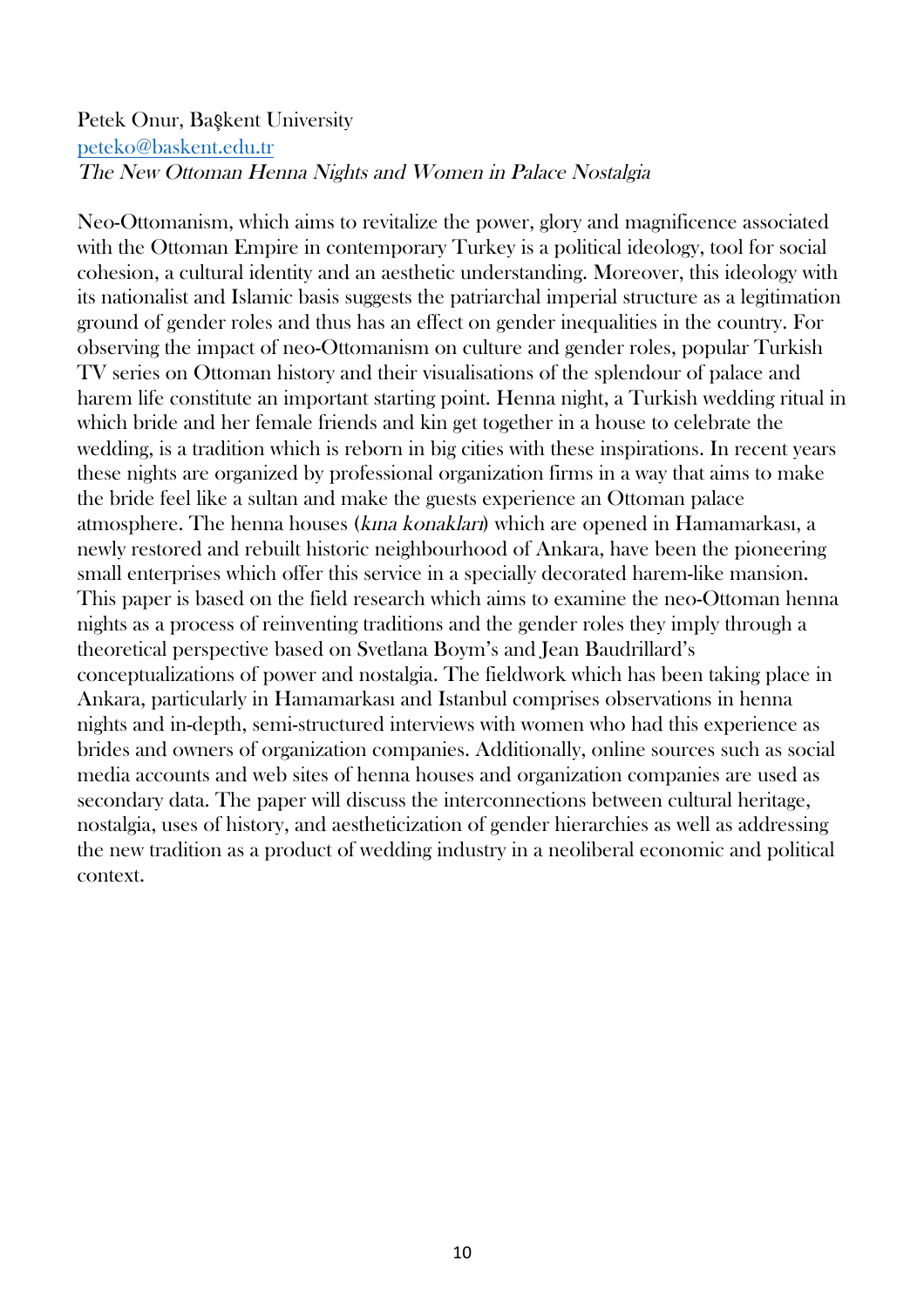Petek Onur, Başkent University
peteko@baskent.edu.tr
*The New Ottoman Henna Nights and Women in Palace Nostalgia*

Neo-Ottomanism, which aims to revitalize the power, glory and magnificence associated with the Ottoman Empire in contemporary Turkey is a political ideology, tool for social cohesion, a cultural identity and an aesthetic understanding. Moreover, this ideology with its nationalist and Islamic basis suggests the patriarchal imperial structure as a legitimation ground of gender roles and thus has an effect on gender inequalities in the country. For observing the impact of neo-Ottomanism on culture and gender roles, popular Turkish TV series on Ottoman history and their visualisations of the splendour of palace and harem life constitute an important starting point. Henna night, a Turkish wedding ritual in which bride and her female friends and kin get together in a house to celebrate the wedding, is a tradition which is reborn in big cities with these inspirations. In recent years these nights are organized by professional organization firms in a way that aims to make the bride feel like a sultan and make the guests experience an Ottoman palace atmosphere. The henna houses (*kına konakları*) which are opened in Hamamarkası, a newly restored and rebuilt historic neighbourhood of Ankara, have been the pioneering small enterprises which offer this service in a specially decorated harem-like mansion. This paper is based on the field research which aims to examine the neo-Ottoman henna nights as a process of reinventing traditions and the gender roles they imply through a theoretical perspective based on Svetlana Boym's and Jean Baudrillard's conceptualizations of power and nostalgia. The fieldwork which has been taking place in Ankara, particularly in Hamamarkası and Istanbul comprises observations in henna nights and in-depth, semi-structured interviews with women who had this experience as brides and owners of organization companies. Additionally, online sources such as social media accounts and web sites of henna houses and organization companies are used as secondary data. The paper will discuss the interconnections between cultural heritage, nostalgia, uses of history, and aestheticization of gender hierarchies as well as addressing the new tradition as a product of wedding industry in a neoliberal economic and political context.